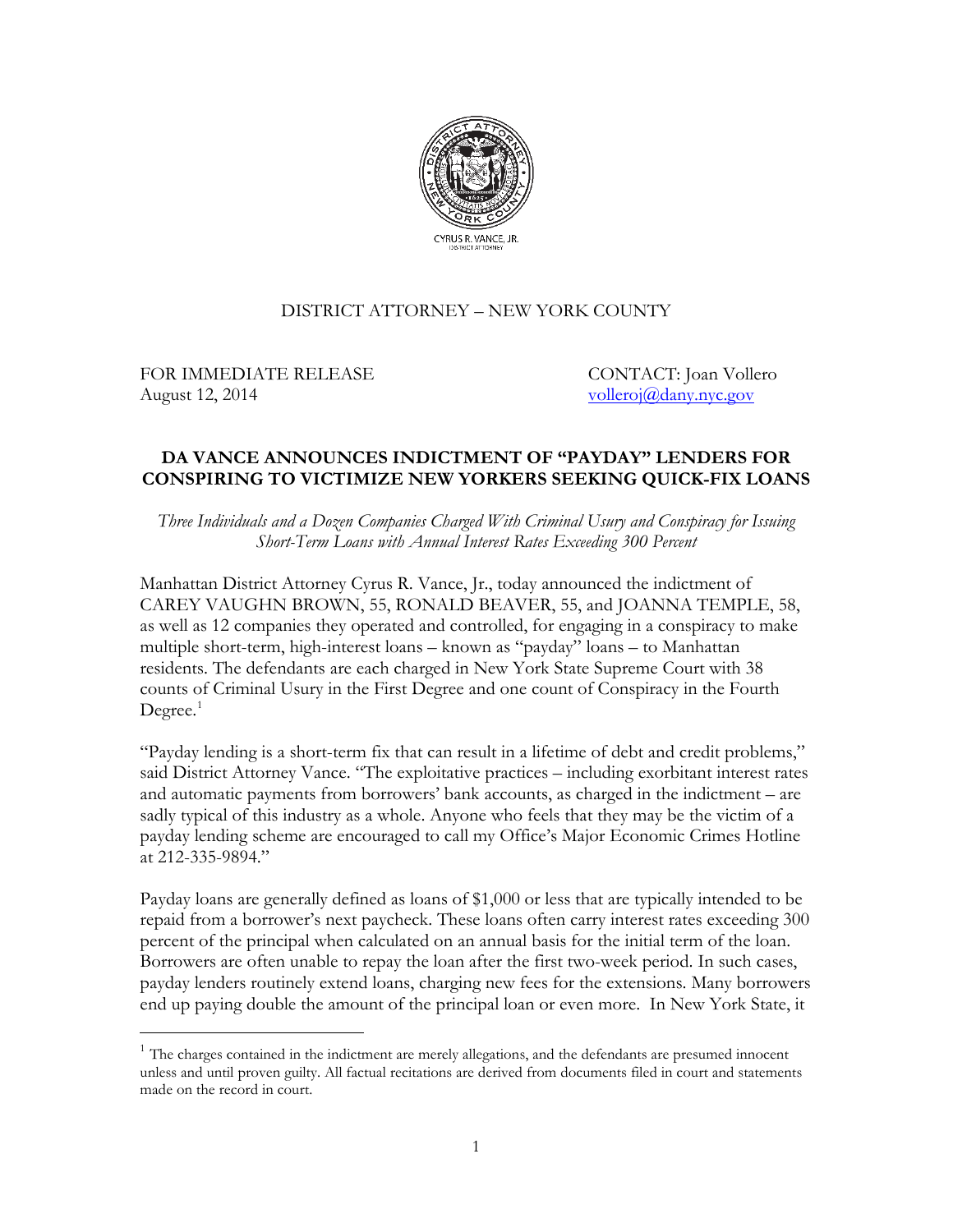CYRUS R. VANCE, JR.
DISTRICT ATTORNEY

DISTRICT ATTORNEY – NEW YORK COUNTY

FOR IMMEDIATE RELEASE
August 12, 2014

CONTACT: Joan Vollero
volleroj@dany.nyc.gov

## DA VANCE ANNOUNCES INDICTMENT OF "PAYDAY" LENDERS FOR CONSPIRING TO VICTIMIZE NEW YORKERS SEEKING QUICK-FIX LOANS

*Three Individuals and a Dozen Companies Charged With Criminal Usury and Conspiracy for Issuing Short-Term Loans with Annual Interest Rates Exceeding 300 Percent*

Manhattan District Attorney Cyrus R. Vance, Jr., today announced the indictment of CAREY VAUGHN BROWN, 55, RONALD BEAVER, 55, and JOANNA TEMPLE, 58, as well as 12 companies they operated and controlled, for engaging in a conspiracy to make multiple short-term, high-interest loans – known as "payday" loans – to Manhattan residents. The defendants are each charged in New York State Supreme Court with 38 counts of Criminal Usury in the First Degree and one count of Conspiracy in the Fourth Degree.[1]

"Payday lending is a short-term fix that can result in a lifetime of debt and credit problems," said District Attorney Vance. "The exploitative practices – including exorbitant interest rates and automatic payments from borrowers' bank accounts, as charged in the indictment – are sadly typical of this industry as a whole. Anyone who feels that they may be the victim of a payday lending scheme are encouraged to call my Office's Major Economic Crimes Hotline at 212-335-9894."

Payday loans are generally defined as loans of $1,000 or less that are typically intended to be repaid from a borrower's next paycheck. These loans often carry interest rates exceeding 300 percent of the principal when calculated on an annual basis for the initial term of the loan. Borrowers are often unable to repay the loan after the first two-week period. In such cases, payday lenders routinely extend loans, charging new fees for the extensions. Many borrowers end up paying double the amount of the principal loan or even more. In New York State, it

[1] The charges contained in the indictment are merely allegations, and the defendants are presumed innocent unless and until proven guilty. All factual recitations are derived from documents filed in court and statements made on the record in court.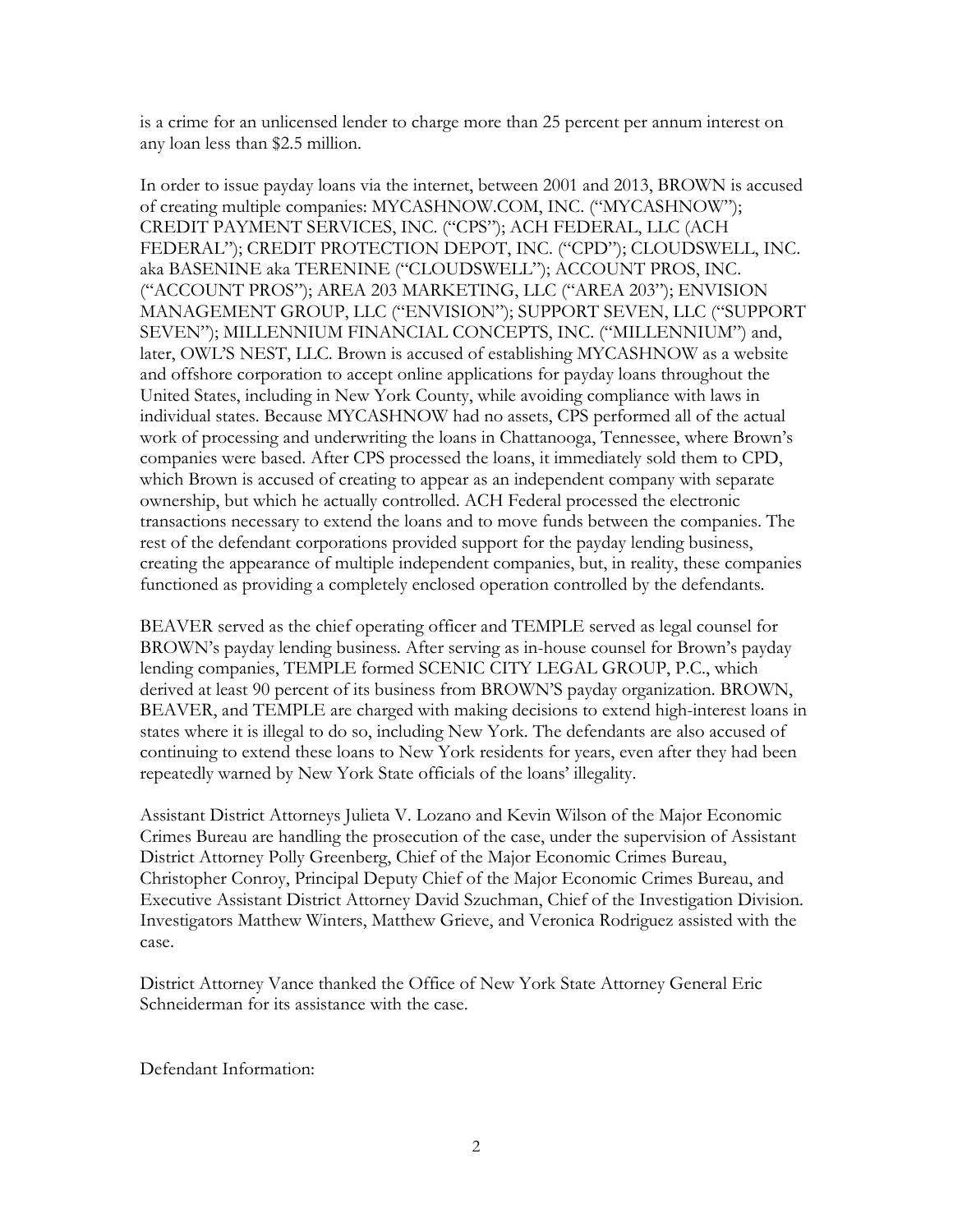is a crime for an unlicensed lender to charge more than 25 percent per annum interest on any loan less than $2.5 million.

In order to issue payday loans via the internet, between 2001 and 2013, BROWN is accused of creating multiple companies: MYCASHNOW.COM, INC. ("MYCASHNOW"); CREDIT PAYMENT SERVICES, INC. ("CPS"); ACH FEDERAL, LLC (ACH FEDERAL"); CREDIT PROTECTION DEPOT, INC. ("CPD"); CLOUDSWELL, INC. aka BASENINE aka TERENINE ("CLOUDSWELL"); ACCOUNT PROS, INC. ("ACCOUNT PROS"); AREA 203 MARKETING, LLC ("AREA 203"); ENVISION MANAGEMENT GROUP, LLC ("ENVISION"); SUPPORT SEVEN, LLC ("SUPPORT SEVEN"); MILLENNIUM FINANCIAL CONCEPTS, INC. ("MILLENNIUM") and, later, OWL'S NEST, LLC. Brown is accused of establishing MYCASHNOW as a website and offshore corporation to accept online applications for payday loans throughout the United States, including in New York County, while avoiding compliance with laws in individual states. Because MYCASHNOW had no assets, CPS performed all of the actual work of processing and underwriting the loans in Chattanooga, Tennessee, where Brown's companies were based. After CPS processed the loans, it immediately sold them to CPD, which Brown is accused of creating to appear as an independent company with separate ownership, but which he actually controlled. ACH Federal processed the electronic transactions necessary to extend the loans and to move funds between the companies. The rest of the defendant corporations provided support for the payday lending business, creating the appearance of multiple independent companies, but, in reality, these companies functioned as providing a completely enclosed operation controlled by the defendants.

BEAVER served as the chief operating officer and TEMPLE served as legal counsel for BROWN's payday lending business. After serving as in-house counsel for Brown's payday lending companies, TEMPLE formed SCENIC CITY LEGAL GROUP, P.C., which derived at least 90 percent of its business from BROWN'S payday organization. BROWN, BEAVER, and TEMPLE are charged with making decisions to extend high-interest loans in states where it is illegal to do so, including New York. The defendants are also accused of continuing to extend these loans to New York residents for years, even after they had been repeatedly warned by New York State officials of the loans' illegality.

Assistant District Attorneys Julieta V. Lozano and Kevin Wilson of the Major Economic Crimes Bureau are handling the prosecution of the case, under the supervision of Assistant District Attorney Polly Greenberg, Chief of the Major Economic Crimes Bureau, Christopher Conroy, Principal Deputy Chief of the Major Economic Crimes Bureau, and Executive Assistant District Attorney David Szuchman, Chief of the Investigation Division. Investigators Matthew Winters, Matthew Grieve, and Veronica Rodriguez assisted with the case.

District Attorney Vance thanked the Office of New York State Attorney General Eric Schneiderman for its assistance with the case.

Defendant Information: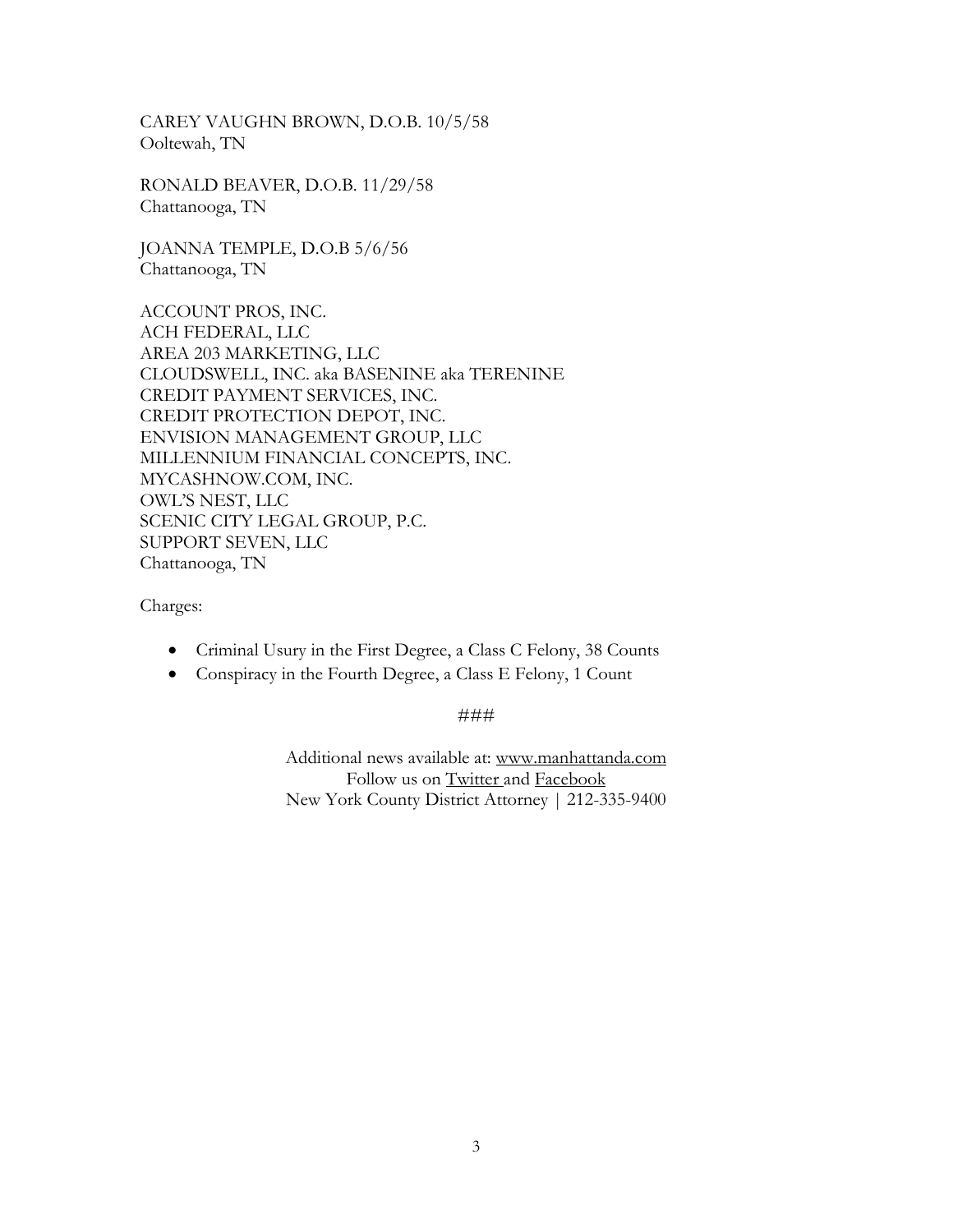CAREY VAUGHN BROWN, D.O.B. 10/5/58
Ooltewah, TN

RONALD BEAVER, D.O.B. 11/29/58
Chattanooga, TN

JOANNA TEMPLE, D.O.B 5/6/56
Chattanooga, TN

ACCOUNT PROS, INC.
ACH FEDERAL, LLC
AREA 203 MARKETING, LLC
CLOUDSWELL, INC. aka BASENINE aka TERENINE
CREDIT PAYMENT SERVICES, INC.
CREDIT PROTECTION DEPOT, INC.
ENVISION MANAGEMENT GROUP, LLC
MILLENNIUM FINANCIAL CONCEPTS, INC.
MYCASHNOW.COM, INC.
OWL'S NEST, LLC
SCENIC CITY LEGAL GROUP, P.C.
SUPPORT SEVEN, LLC
Chattanooga, TN

Charges:

- Criminal Usury in the First Degree, a Class C Felony, 38 Counts
- Conspiracy in the Fourth Degree, a Class E Felony, 1 Count

###

Additional news available at: www.manhattanda.com
Follow us on Twitter and Facebook
New York County District Attorney | 212-335-9400